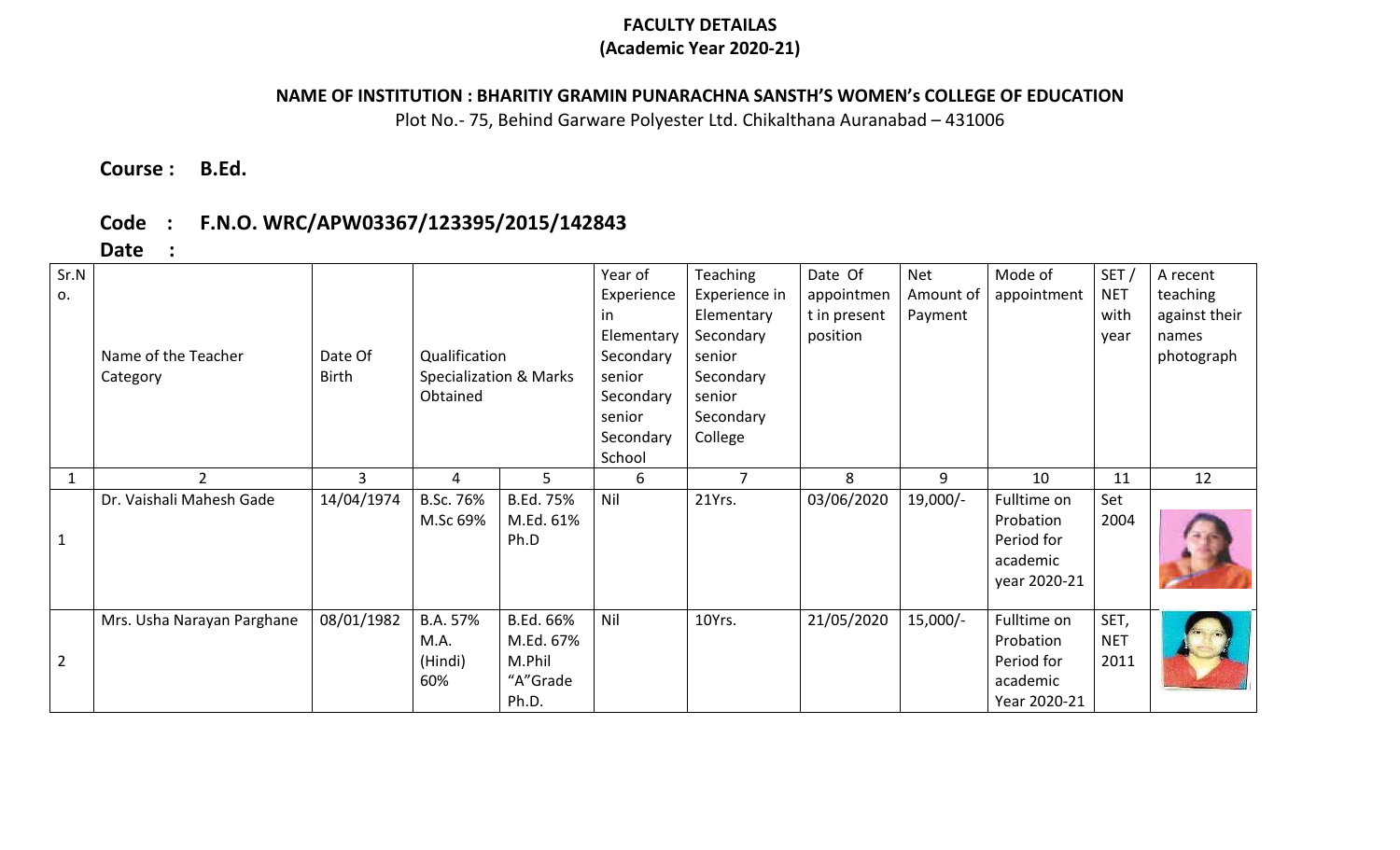**FACULTY DETAILAS**
**(Academic Year 2020-21)**

**NAME OF INSTITUTION : BHARITIY GRAMIN PUNARACHNA SANSTH'S WOMEN's COLLEGE OF EDUCATION**
Plot No.- 75, Behind Garware Polyester Ltd. Chikalthana Auranabad – 431006

**Course : B.Ed.**

**Code : F.N.O. WRC/APW03367/123395/2015/142843**

**Date :**

| Sr.No. | Name of the Teacher Category | Date Of Birth | Qualification Specialization & Marks Obtained | | Year of Experience in Elementary Secondary senior Secondary senior Secondary School | Teaching Experience in Elementary Secondary senior Secondary senior Secondary College | Date Of appointment in present position | Net Amount of Payment | Mode of appointment | SET / NET with year | A recent teaching against their names photograph |
|---|---|---|---|---|---|---|---|---|---|---|---|
| 1 | 2 | 3 | 4 | 5 | 6 | 7 | 8 | 9 | 10 | 11 | 12 |
| 1 | Dr. Vaishali Mahesh Gade | 14/04/1974 | B.Sc. 76% M.Sc 69% | B.Ed. 75% M.Ed. 61% Ph.D | Nil | 21Yrs. | 03/06/2020 | 19,000/- | Fulltime on Probation Period for academic year 2020-21 | Set 2004 | |
| 2 | Mrs. Usha Narayan Parghane | 08/01/1982 | B.A. 57% M.A. (Hindi) 60% | B.Ed. 66% M.Ed. 67% M.Phil "A"Grade Ph.D. | Nil | 10Yrs. | 21/05/2020 | 15,000/- | Fulltime on Probation Period for academic Year 2020-21 | SET, NET 2011 | |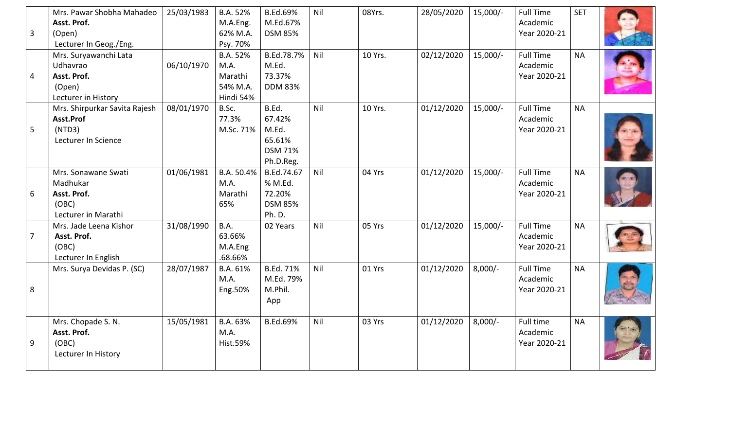| | | | | | | | | | | | |
|---|---|---|---|---|---|---|---|---|---|---|---|
| 3 | Mrs. Pawar Shobha Mahadeo **Asst. Prof.** (Open) Lecturer In Geog./Eng. | 25/03/1983 | B.A. 52% M.A.Eng. 62% M.A. Psy. 70% | B.Ed.69% M.Ed.67% DSM 85% | Nil | 08Yrs. | 28/05/2020 | 15,000/- | Full Time Academic Year 2020-21 | SET | |
| 4 | Mrs. Suryawanchi Lata Udhavrao **Asst. Prof.** (Open) Lecturer in History | 06/10/1970 | B.A. 52% M.A. Marathi 54% M.A. Hindi 54% | B.Ed.78.7% M.Ed. 73.37% DDM 83% | Nil | 10 Yrs. | 02/12/2020 | 15,000/- | Full Time Academic Year 2020-21 | NA | |
| 5 | Mrs. Shirpurkar Savita Rajesh **Asst.Prof** (NTD3) Lecturer In Science | 08/01/1970 | B.Sc. 77.3% M.Sc. 71% | B.Ed. 67.42% M.Ed. 65.61% DSM 71% Ph.D.Reg. | Nil | 10 Yrs. | 01/12/2020 | 15,000/- | Full Time Academic Year 2020-21 | NA | |
| 6 | Mrs. Sonawane Swati Madhukar **Asst. Prof.** (OBC) Lecturer in Marathi | 01/06/1981 | B.A. 50.4% M.A. Marathi 65% | B.Ed.74.67 % M.Ed. 72.20% DSM 85% Ph. D. | Nil | 04 Yrs | 01/12/2020 | 15,000/- | Full Time Academic Year 2020-21 | NA | |
| 7 | Mrs. Jade Leena Kishor **Asst. Prof.** (OBC) Lecturer In English | 31/08/1990 | B.A. 63.66% M.A.Eng .68.66% | 02 Years | Nil | 05 Yrs | 01/12/2020 | 15,000/- | Full Time Academic Year 2020-21 | NA | |
| 8 | Mrs. Surya Devidas P. (SC) | 28/07/1987 | B.A. 61% M.A. Eng.50% | B.Ed. 71% M.Ed. 79% M.Phil. App | Nil | 01 Yrs | 01/12/2020 | 8,000/- | Full Time Academic Year 2020-21 | NA | |
| 9 | Mrs. Chopade S. N. **Asst. Prof.** (OBC) Lecturer In History | 15/05/1981 | B.A. 63% M.A. Hist.59% | B.Ed.69% | Nil | 03 Yrs | 01/12/2020 | 8,000/- | Full time Academic Year 2020-21 | NA | |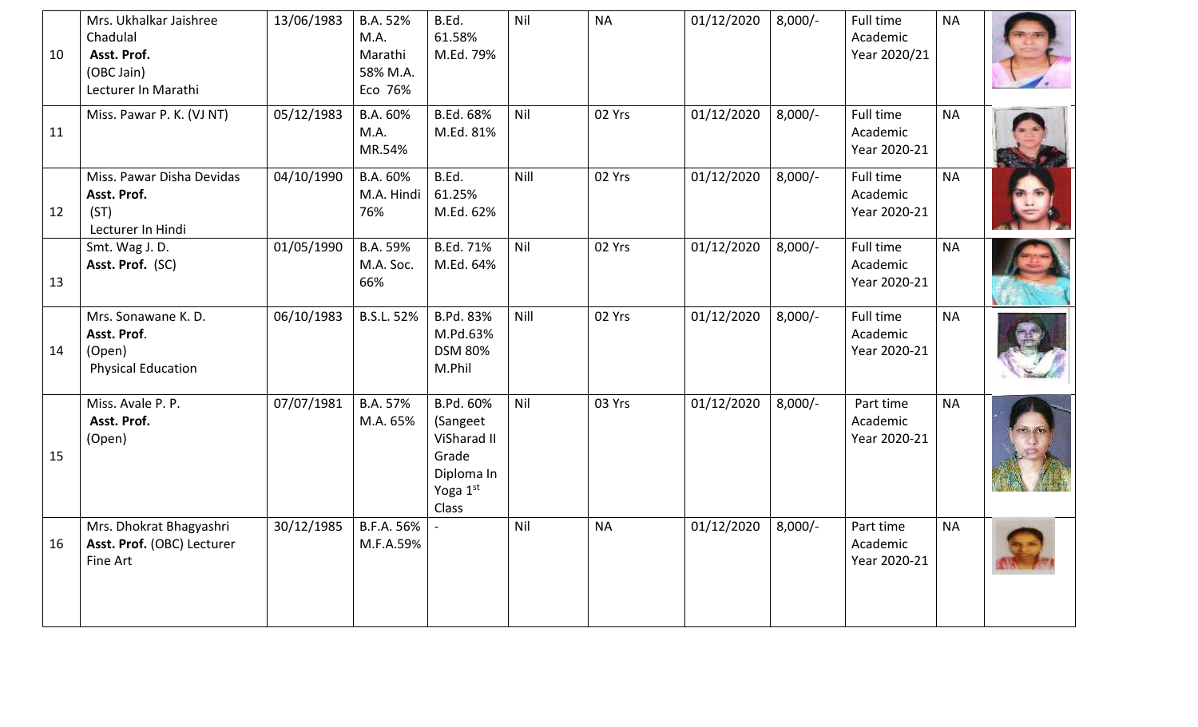| 10 | Mrs. Ukhalkar Jaishree Chadulal **Asst. Prof.** (OBC Jain) Lecturer In Marathi | 13/06/1983 | B.A. 52% M.A. Marathi 58% M.A. Eco 76% | B.Ed. 61.58% M.Ed. 79% | Nil | NA | 01/12/2020 | 8,000/- | Full time Academic Year 2020/21 | NA | |
|---|---|---|---|---|---|---|---|---|---|---|---|
| 11 | Miss. Pawar P. K. (VJ NT) | 05/12/1983 | B.A. 60% M.A. MR.54% | B.Ed. 68% M.Ed. 81% | Nil | 02 Yrs | 01/12/2020 | 8,000/- | Full time Academic Year 2020-21 | NA | |
| 12 | Miss. Pawar Disha Devidas **Asst. Prof.** (ST) Lecturer In Hindi | 04/10/1990 | B.A. 60% M.A. Hindi 76% | B.Ed. 61.25% M.Ed. 62% | Nill | 02 Yrs | 01/12/2020 | 8,000/- | Full time Academic Year 2020-21 | NA | |
| 13 | Smt. Wag J. D. **Asst. Prof.** (SC) | 01/05/1990 | B.A. 59% M.A. Soc. 66% | B.Ed. 71% M.Ed. 64% | Nil | 02 Yrs | 01/12/2020 | 8,000/- | Full time Academic Year 2020-21 | NA | |
| 14 | Mrs. Sonawane K. D. **Asst. Prof**. (Open) Physical Education | 06/10/1983 | B.S.L. 52% | B.Pd. 83% M.Pd.63% DSM 80% M.Phil | Nill | 02 Yrs | 01/12/2020 | 8,000/- | Full time Academic Year 2020-21 | NA | |
| 15 | Miss. Avale P. P. **Asst. Prof.** (Open) | 07/07/1981 | B.A. 57% M.A. 65% | B.Pd. 60% (Sangeet ViSharad II Grade Diploma In Yoga 1st Class | Nil | 03 Yrs | 01/12/2020 | 8,000/- | Part time Academic Year 2020-21 | NA | |
| 16 | Mrs. Dhokrat Bhagyashri **Asst. Prof.** (OBC) Lecturer Fine Art | 30/12/1985 | B.F.A. 56% M.F.A.59% | - | Nil | NA | 01/12/2020 | 8,000/- | Part time Academic Year 2020-21 | NA | |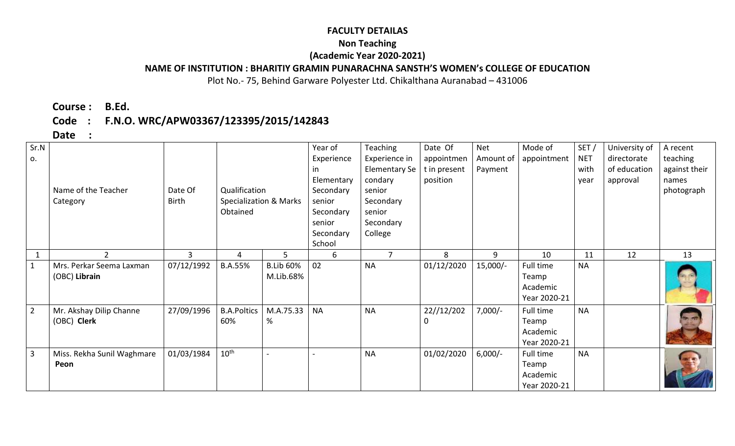**FACULTY DETAILAS**

**Non Teaching**

**(Academic Year 2020-2021)**

**NAME OF INSTITUTION : BHARITIY GRAMIN PUNARACHNA SANSTH'S WOMEN's COLLEGE OF EDUCATION**

Plot No.- 75, Behind Garware Polyester Ltd. Chikalthana Auranabad – 431006

**Course : B.Ed.**

**Code : F.N.O. WRC/APW03367/123395/2015/142843**

**Date :**

| Sr.No. | Name of the Teacher Category | Date Of Birth | Qualification Specialization & Marks Obtained | | Year of Experience in Elementary Secondary senior Secondary senior Secondary School | Teaching Experience in Elementary Secondary senior Secondary senior Secondary College | Date Of appointment in present position | Net Amount of Payment | Mode of appointment | SET / NET with year | University of directorate of education approval | A recent teaching against their names photograph |
|---|---|---|---|---|---|---|---|---|---|---|---|---|
| 1 | 2 | 3 | 4 | 5 | 6 | 7 | 8 | 9 | 10 | 11 | 12 | 13 |
| 1 | Mrs. Perkar Seema Laxman (OBC) **Librain** | 07/12/1992 | B.A.55% | B.Lib 60% M.Lib.68% | 02 | NA | 01/12/2020 | 15,000/- | Full time Teamp Academic Year 2020-21 | NA | | |
| 2 | Mr. Akshay Dilip Channe (OBC) **Clerk** | 27/09/1996 | B.A.Poltics 60% | M.A.75.33 % | NA | NA | 22//12/2020 | 7,000/- | Full time Teamp Academic Year 2020-21 | NA | | |
| 3 | Miss. Rekha Sunil Waghmare **Peon** | 01/03/1984 | 10th | - | - | NA | 01/02/2020 | 6,000/- | Full time Teamp Academic Year 2020-21 | NA | | |